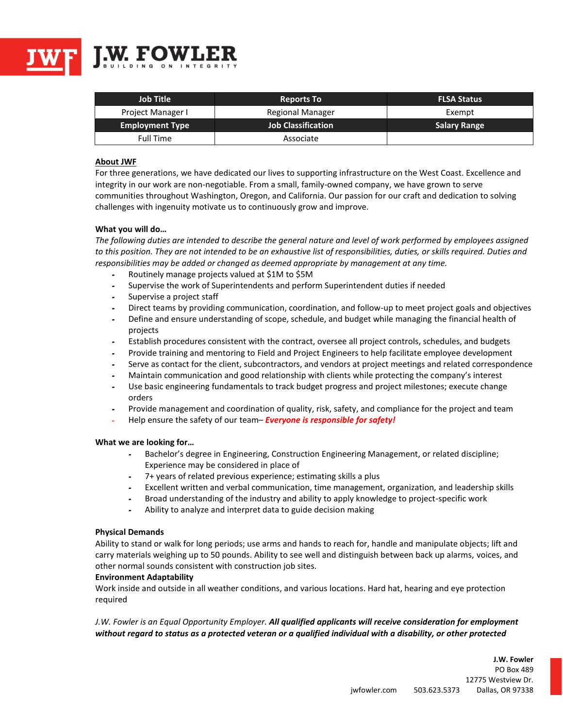# J.W. FOWLER

BUILDING ON INTEGRITY

| Job Title | Reports To | FLSA Status |
| --- | --- | --- |
| Project Manager I | Regional Manager | Exempt |
| **Employment Type** | **Job Classification** | **Salary Range** |
| Full Time | Associate | |

**About JWF**

For three generations, we have dedicated our lives to supporting infrastructure on the West Coast. Excellence and integrity in our work are non-negotiable. From a small, family-owned company, we have grown to serve communities throughout Washington, Oregon, and California. Our passion for our craft and dedication to solving challenges with ingenuity motivate us to continuously grow and improve.

**What you will do…**

*The following duties are intended to describe the general nature and level of work performed by employees assigned to this position. They are not intended to be an exhaustive list of responsibilities, duties, or skills required. Duties and responsibilities may be added or changed as deemed appropriate by management at any time.*

- Routinely manage projects valued at $1M to $5M
- Supervise the work of Superintendents and perform Superintendent duties if needed
- Supervise a project staff
- Direct teams by providing communication, coordination, and follow-up to meet project goals and objectives
- Define and ensure understanding of scope, schedule, and budget while managing the financial health of projects
- Establish procedures consistent with the contract, oversee all project controls, schedules, and budgets
- Provide training and mentoring to Field and Project Engineers to help facilitate employee development
- Serve as contact for the client, subcontractors, and vendors at project meetings and related correspondence
- Maintain communication and good relationship with clients while protecting the company's interest
- Use basic engineering fundamentals to track budget progress and project milestones; execute change orders
- Provide management and coordination of quality, risk, safety, and compliance for the project and team
- Help ensure the safety of our team– ***Everyone is responsible for safety!***

**What we are looking for…**

- Bachelor's degree in Engineering, Construction Engineering Management, or related discipline; Experience may be considered in place of
- 7+ years of related previous experience; estimating skills a plus
- Excellent written and verbal communication, time management, organization, and leadership skills
- Broad understanding of the industry and ability to apply knowledge to project-specific work
- Ability to analyze and interpret data to guide decision making

**Physical Demands**

Ability to stand or walk for long periods; use arms and hands to reach for, handle and manipulate objects; lift and carry materials weighing up to 50 pounds. Ability to see well and distinguish between back up alarms, voices, and other normal sounds consistent with construction job sites.

**Environment Adaptability**

Work inside and outside in all weather conditions, and various locations. Hard hat, hearing and eye protection required

*J.W. Fowler is an Equal Opportunity Employer.* ***All qualified applicants will receive consideration for employment without regard to status as a protected veteran or a qualified individual with a disability, or other protected***

**J.W. Fowler**
PO Box 489
12775 Westview Dr.
Dallas, OR 97338

jwfowler.com 503.623.5373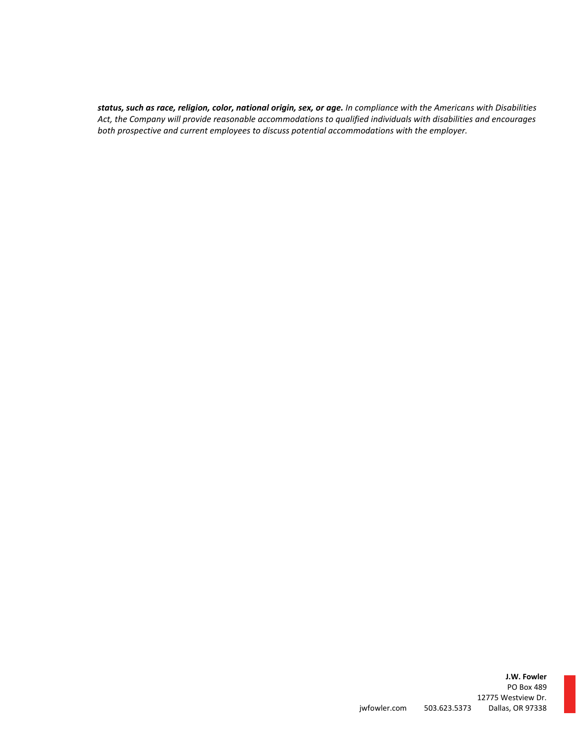***status, such as race, religion, color, national origin, sex, or age.*** *In compliance with the Americans with Disabilities Act, the Company will provide reasonable accommodations to qualified individuals with disabilities and encourages both prospective and current employees to discuss potential accommodations with the employer.*